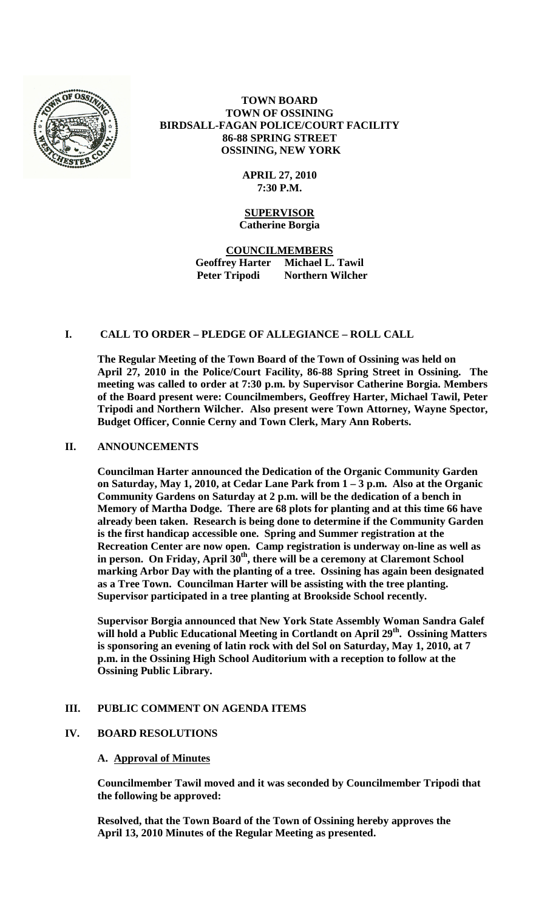**TOWN BOARD**
**TOWN OF OSSINING**
**BIRDSALL-FAGAN POLICE/COURT FACILITY**
**86-88 SPRING STREET**
**OSSINING, NEW YORK**

**APRIL 27, 2010**
**7:30 P.M.**

**SUPERVISOR**
**Catherine Borgia**

**COUNCILMEMBERS**
**Geoffrey Harter Michael L. Tawil**
**Peter Tripodi Northern Wilcher**

## I. CALL TO ORDER – PLEDGE OF ALLEGIANCE – ROLL CALL

**The Regular Meeting of the Town Board of the Town of Ossining was held on April 27, 2010 in the Police/Court Facility, 86-88 Spring Street in Ossining. The meeting was called to order at 7:30 p.m. by Supervisor Catherine Borgia. Members of the Board present were: Councilmembers, Geoffrey Harter, Michael Tawil, Peter Tripodi and Northern Wilcher. Also present were Town Attorney, Wayne Spector, Budget Officer, Connie Cerny and Town Clerk, Mary Ann Roberts.**

## II. ANNOUNCEMENTS

**Councilman Harter announced the Dedication of the Organic Community Garden on Saturday, May 1, 2010, at Cedar Lane Park from 1 – 3 p.m. Also at the Organic Community Gardens on Saturday at 2 p.m. will be the dedication of a bench in Memory of Martha Dodge. There are 68 plots for planting and at this time 66 have already been taken. Research is being done to determine if the Community Garden is the first handicap accessible one. Spring and Summer registration at the Recreation Center are now open. Camp registration is underway on-line as well as in person. On Friday, April 30th, there will be a ceremony at Claremont School marking Arbor Day with the planting of a tree. Ossining has again been designated as a Tree Town. Councilman Harter will be assisting with the tree planting. Supervisor participated in a tree planting at Brookside School recently.**

**Supervisor Borgia announced that New York State Assembly Woman Sandra Galef will hold a Public Educational Meeting in Cortlandt on April 29th. Ossining Matters is sponsoring an evening of latin rock with del Sol on Saturday, May 1, 2010, at 7 p.m. in the Ossining High School Auditorium with a reception to follow at the Ossining Public Library.**

## III. PUBLIC COMMENT ON AGENDA ITEMS

## IV. BOARD RESOLUTIONS

### A. Approval of Minutes

**Councilmember Tawil moved and it was seconded by Councilmember Tripodi that the following be approved:**

**Resolved, that the Town Board of the Town of Ossining hereby approves the April 13, 2010 Minutes of the Regular Meeting as presented.**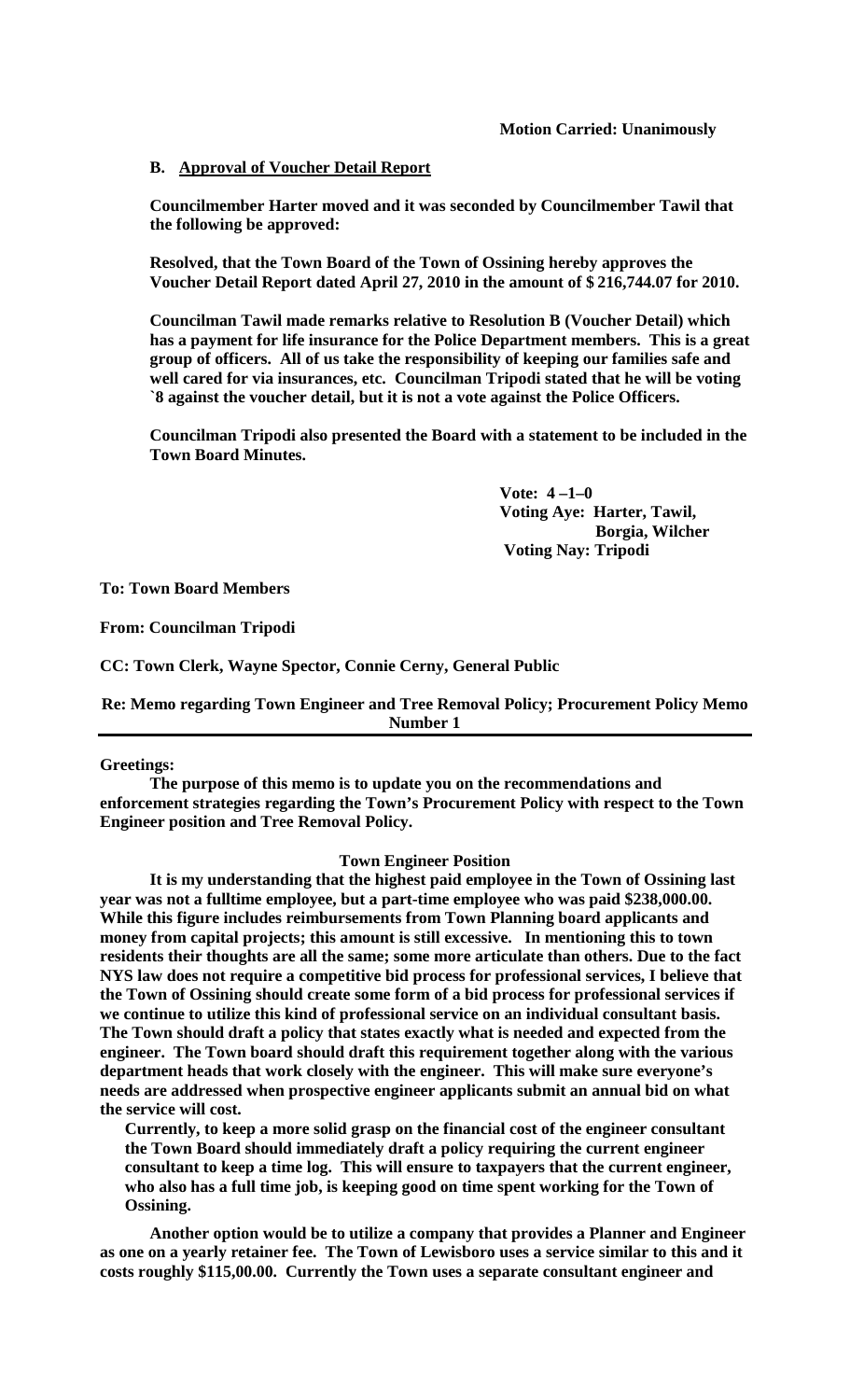**Motion Carried: Unanimously**

**B. Approval of Voucher Detail Report**

**Councilmember Harter moved and it was seconded by Councilmember Tawil that the following be approved:**

**Resolved, that the Town Board of the Town of Ossining hereby approves the Voucher Detail Report dated April 27, 2010 in the amount of $ 216,744.07 for 2010.**

**Councilman Tawil made remarks relative to Resolution B (Voucher Detail) which has a payment for life insurance for the Police Department members. This is a great group of officers. All of us take the responsibility of keeping our families safe and well cared for via insurances, etc. Councilman Tripodi stated that he will be voting `8 against the voucher detail, but it is not a vote against the Police Officers.**

**Councilman Tripodi also presented the Board with a statement to be included in the Town Board Minutes.**

**Vote: 4 –1–0**
**Voting Aye: Harter, Tawil, Borgia, Wilcher**
**Voting Nay: Tripodi**

**To: Town Board Members**

**From: Councilman Tripodi**

**CC: Town Clerk, Wayne Spector, Connie Cerny, General Public**

**Re: Memo regarding Town Engineer and Tree Removal Policy; Procurement Policy Memo Number 1**

---

**Greetings:**

**The purpose of this memo is to update you on the recommendations and enforcement strategies regarding the Town's Procurement Policy with respect to the Town Engineer position and Tree Removal Policy.**

**Town Engineer Position**

**It is my understanding that the highest paid employee in the Town of Ossining last year was not a fulltime employee, but a part-time employee who was paid $238,000.00. While this figure includes reimbursements from Town Planning board applicants and money from capital projects; this amount is still excessive. In mentioning this to town residents their thoughts are all the same; some more articulate than others. Due to the fact NYS law does not require a competitive bid process for professional services, I believe that the Town of Ossining should create some form of a bid process for professional services if we continue to utilize this kind of professional service on an individual consultant basis. The Town should draft a policy that states exactly what is needed and expected from the engineer. The Town board should draft this requirement together along with the various department heads that work closely with the engineer. This will make sure everyone's needs are addressed when prospective engineer applicants submit an annual bid on what the service will cost.**

**Currently, to keep a more solid grasp on the financial cost of the engineer consultant the Town Board should immediately draft a policy requiring the current engineer consultant to keep a time log. This will ensure to taxpayers that the current engineer, who also has a full time job, is keeping good on time spent working for the Town of Ossining.**

**Another option would be to utilize a company that provides a Planner and Engineer as one on a yearly retainer fee. The Town of Lewisboro uses a service similar to this and it costs roughly $115,00.00. Currently the Town uses a separate consultant engineer and**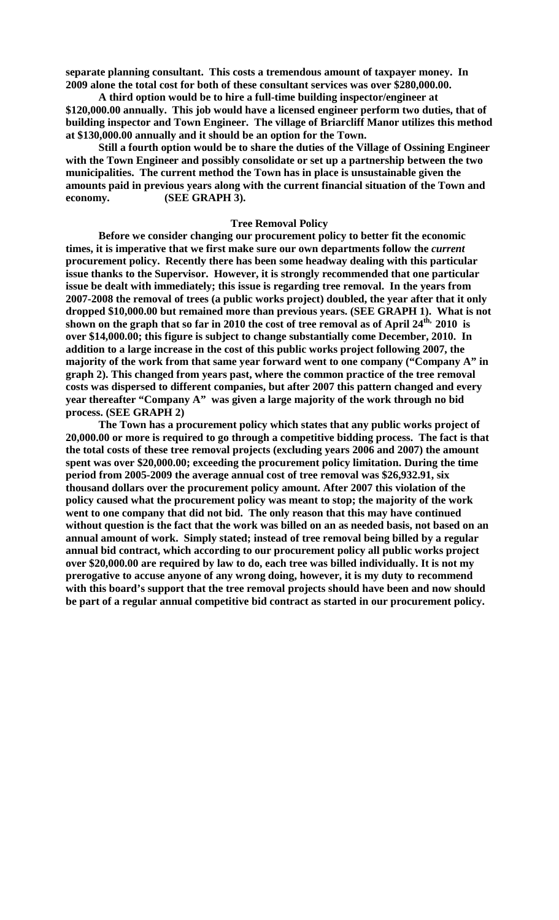**separate planning consultant. This costs a tremendous amount of taxpayer money. In 2009 alone the total cost for both of these consultant services was over $280,000.00.**

**A third option would be to hire a full-time building inspector/engineer at $120,000.00 annually. This job would have a licensed engineer perform two duties, that of building inspector and Town Engineer. The village of Briarcliff Manor utilizes this method at $130,000.00 annually and it should be an option for the Town.**

**Still a fourth option would be to share the duties of the Village of Ossining Engineer with the Town Engineer and possibly consolidate or set up a partnership between the two municipalities. The current method the Town has in place is unsustainable given the amounts paid in previous years along with the current financial situation of the Town and economy. (SEE GRAPH 3).**

## Tree Removal Policy

**Before we consider changing our procurement policy to better fit the economic times, it is imperative that we first make sure our own departments follow the *current* procurement policy. Recently there has been some headway dealing with this particular issue thanks to the Supervisor. However, it is strongly recommended that one particular issue be dealt with immediately; this issue is regarding tree removal. In the years from 2007-2008 the removal of trees (a public works project) doubled, the year after that it only dropped $10,000.00 but remained more than previous years. (SEE GRAPH 1). What is not shown on the graph that so far in 2010 the cost of tree removal as of April 24th, 2010 is over $14,000.00; this figure is subject to change substantially come December, 2010. In addition to a large increase in the cost of this public works project following 2007, the majority of the work from that same year forward went to one company ("Company A" in graph 2). This changed from years past, where the common practice of the tree removal costs was dispersed to different companies, but after 2007 this pattern changed and every year thereafter "Company A" was given a large majority of the work through no bid process. (SEE GRAPH 2)**

**The Town has a procurement policy which states that any public works project of 20,000.00 or more is required to go through a competitive bidding process. The fact is that the total costs of these tree removal projects (excluding years 2006 and 2007) the amount spent was over $20,000.00; exceeding the procurement policy limitation. During the time period from 2005-2009 the average annual cost of tree removal was $26,932.91, six thousand dollars over the procurement policy amount. After 2007 this violation of the policy caused what the procurement policy was meant to stop; the majority of the work went to one company that did not bid. The only reason that this may have continued without question is the fact that the work was billed on an as needed basis, not based on an annual amount of work. Simply stated; instead of tree removal being billed by a regular annual bid contract, which according to our procurement policy all public works project over $20,000.00 are required by law to do, each tree was billed individually. It is not my prerogative to accuse anyone of any wrong doing, however, it is my duty to recommend with this board's support that the tree removal projects should have been and now should be part of a regular annual competitive bid contract as started in our procurement policy.**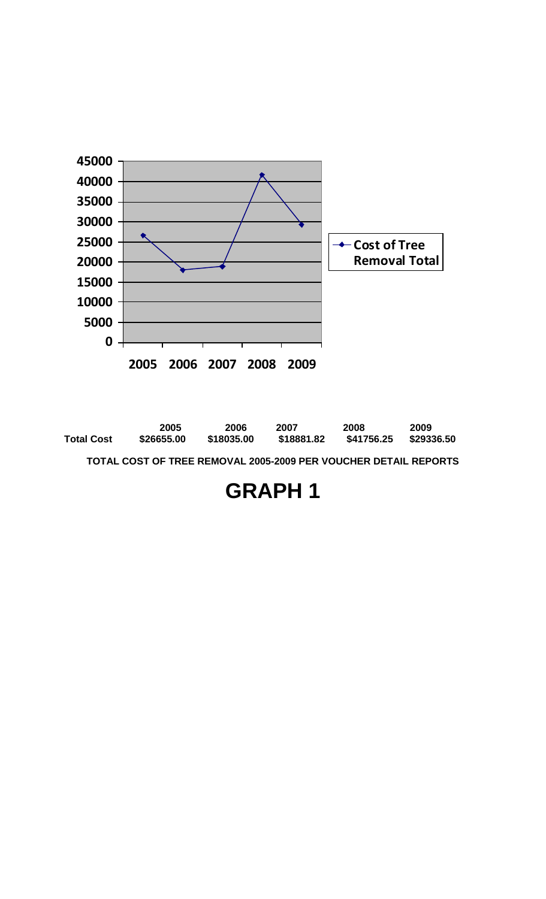| | 2005 | 2006 | 2007 | 2008 | 2009 |
|---|---|---|---|---|---|
| **Total Cost** | $26655.00 | $18035.00 | $18881.82 | $41756.25 | $29336.50 |

**TOTAL COST OF TREE REMOVAL 2005-2009 PER VOUCHER DETAIL REPORTS**

# GRAPH 1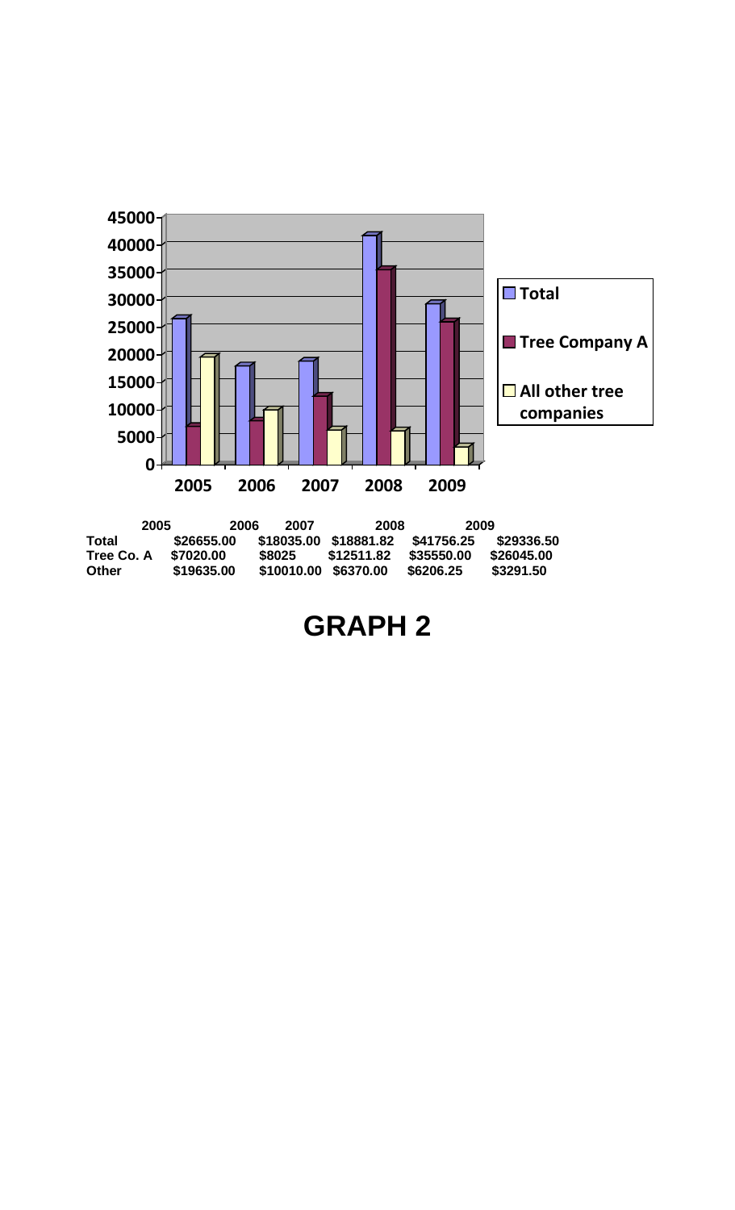45000
40000
35000
30000
25000
20000
15000
10000
5000
0

2005 2006 2007 2008 2009

Total
Tree Company A
All other tree companies

| | 2005 | 2006 | 2007 | 2008 | 2009 |
|---|---|---|---|---|---|
| **Total** | $26655.00 | $18035.00 | $18881.82 | $41756.25 | $29336.50 |
| **Tree Co. A** | $7020.00 | $8025 | $12511.82 | $35550.00 | $26045.00 |
| **Other** | $19635.00 | $10010.00 | $6370.00 | $6206.25 | $3291.50 |

# GRAPH 2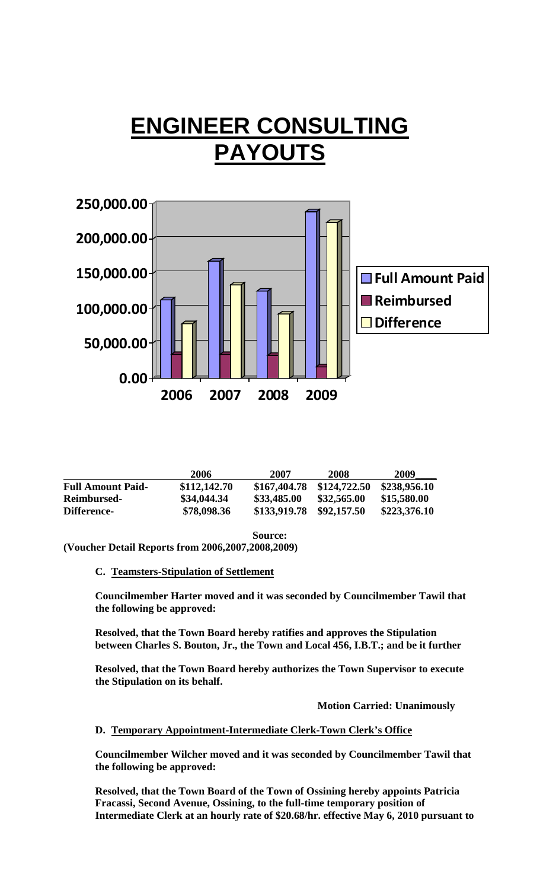# ENGINEER CONSULTING PAYOUTS

250,000.00
200,000.00
150,000.00
100,000.00
50,000.00
0.00

2006 2007 2008 2009

Full Amount Paid
Reimbursed
Difference

| | 2006 | 2007 | 2008 | 2009 |
|---|---|---|---|---|
| **Full Amount Paid-** | **$112,142.70** | **$167,404.78** | **$124,722.50** | **$238,956.10** |
| **Reimbursed-** | **$34,044.34** | **$33,485.00** | **$32,565.00** | **$15,580.00** |
| **Difference-** | **$78,098.36** | **$133,919.78** | **$92,157.50** | **$223,376.10** |

**Source:**
**(Voucher Detail Reports from 2006,2007,2008,2009)**

**C. Teamsters-Stipulation of Settlement**

**Councilmember Harter moved and it was seconded by Councilmember Tawil that the following be approved:**

**Resolved, that the Town Board hereby ratifies and approves the Stipulation between Charles S. Bouton, Jr., the Town and Local 456, I.B.T.; and be it further**

**Resolved, that the Town Board hereby authorizes the Town Supervisor to execute the Stipulation on its behalf.**

**Motion Carried: Unanimously**

**D. Temporary Appointment-Intermediate Clerk-Town Clerk's Office**

**Councilmember Wilcher moved and it was seconded by Councilmember Tawil that the following be approved:**

**Resolved, that the Town Board of the Town of Ossining hereby appoints Patricia Fracassi, Second Avenue, Ossining, to the full-time temporary position of Intermediate Clerk at an hourly rate of $20.68/hr. effective May 6, 2010 pursuant to**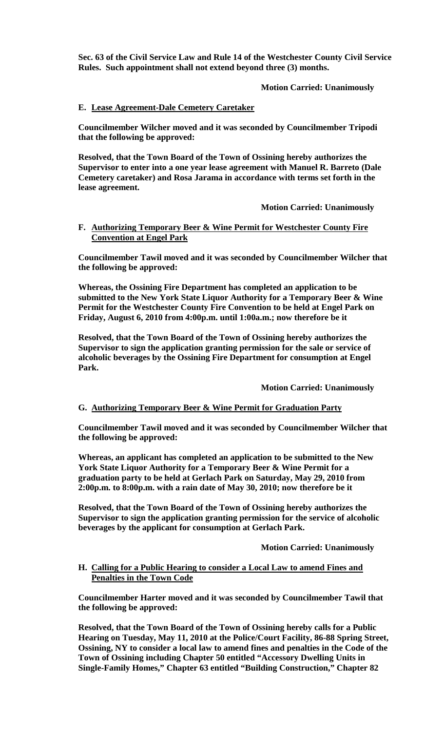**Sec. 63 of the Civil Service Law and Rule 14 of the Westchester County Civil Service Rules. Such appointment shall not extend beyond three (3) months.**

**Motion Carried: Unanimously**

**E. Lease Agreement-Dale Cemetery Caretaker**

**Councilmember Wilcher moved and it was seconded by Councilmember Tripodi that the following be approved:**

**Resolved, that the Town Board of the Town of Ossining hereby authorizes the Supervisor to enter into a one year lease agreement with Manuel R. Barreto (Dale Cemetery caretaker) and Rosa Jarama in accordance with terms set forth in the lease agreement.**

**Motion Carried: Unanimously**

**F. Authorizing Temporary Beer & Wine Permit for Westchester County Fire Convention at Engel Park**

**Councilmember Tawil moved and it was seconded by Councilmember Wilcher that the following be approved:**

**Whereas, the Ossining Fire Department has completed an application to be submitted to the New York State Liquor Authority for a Temporary Beer & Wine Permit for the Westchester County Fire Convention to be held at Engel Park on Friday, August 6, 2010 from 4:00p.m. until 1:00a.m.; now therefore be it**

**Resolved, that the Town Board of the Town of Ossining hereby authorizes the Supervisor to sign the application granting permission for the sale or service of alcoholic beverages by the Ossining Fire Department for consumption at Engel Park.**

**Motion Carried: Unanimously**

**G. Authorizing Temporary Beer & Wine Permit for Graduation Party**

**Councilmember Tawil moved and it was seconded by Councilmember Wilcher that the following be approved:**

**Whereas, an applicant has completed an application to be submitted to the New York State Liquor Authority for a Temporary Beer & Wine Permit for a graduation party to be held at Gerlach Park on Saturday, May 29, 2010 from 2:00p.m. to 8:00p.m. with a rain date of May 30, 2010; now therefore be it**

**Resolved, that the Town Board of the Town of Ossining hereby authorizes the Supervisor to sign the application granting permission for the service of alcoholic beverages by the applicant for consumption at Gerlach Park.**

**Motion Carried: Unanimously**

**H. Calling for a Public Hearing to consider a Local Law to amend Fines and Penalties in the Town Code**

**Councilmember Harter moved and it was seconded by Councilmember Tawil that the following be approved:**

**Resolved, that the Town Board of the Town of Ossining hereby calls for a Public Hearing on Tuesday, May 11, 2010 at the Police/Court Facility, 86-88 Spring Street, Ossining, NY to consider a local law to amend fines and penalties in the Code of the Town of Ossining including Chapter 50 entitled "Accessory Dwelling Units in Single-Family Homes," Chapter 63 entitled "Building Construction," Chapter 82**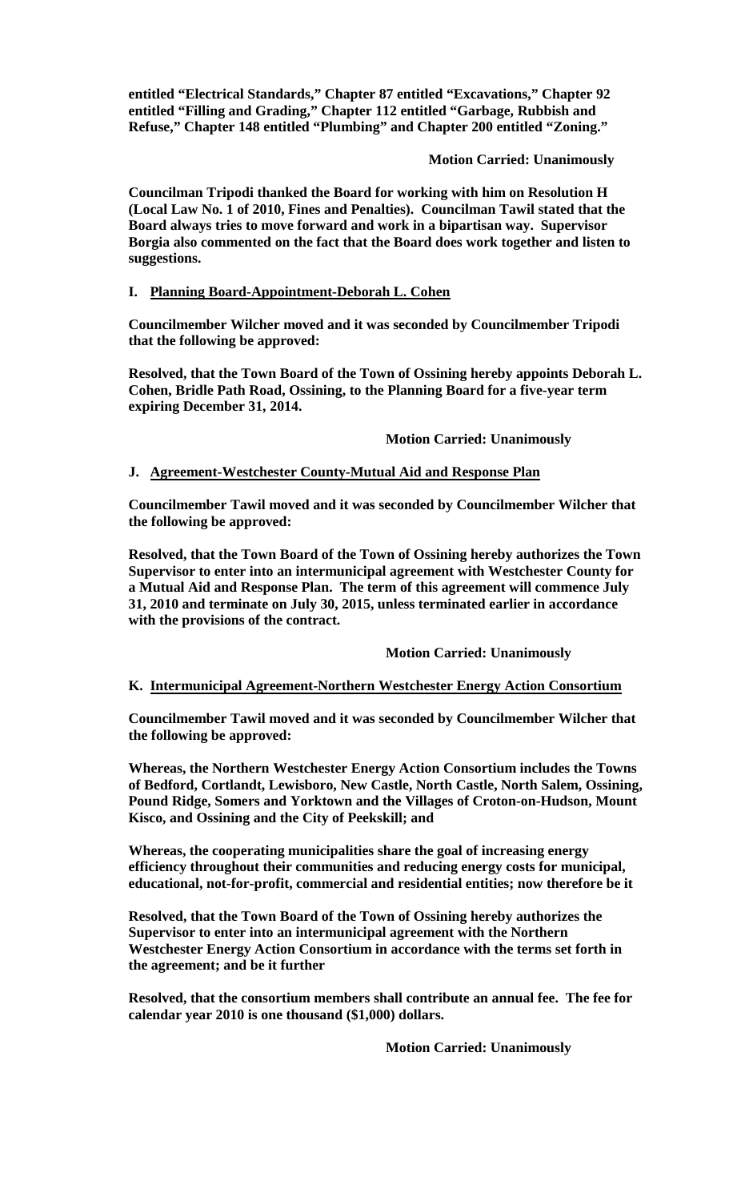**entitled "Electrical Standards," Chapter 87 entitled "Excavations," Chapter 92 entitled "Filling and Grading," Chapter 112 entitled "Garbage, Rubbish and Refuse," Chapter 148 entitled "Plumbing" and Chapter 200 entitled "Zoning."**

**Motion Carried: Unanimously**

**Councilman Tripodi thanked the Board for working with him on Resolution H (Local Law No. 1 of 2010, Fines and Penalties). Councilman Tawil stated that the Board always tries to move forward and work in a bipartisan way. Supervisor Borgia also commented on the fact that the Board does work together and listen to suggestions.**

**I. Planning Board-Appointment-Deborah L. Cohen**

**Councilmember Wilcher moved and it was seconded by Councilmember Tripodi that the following be approved:**

**Resolved, that the Town Board of the Town of Ossining hereby appoints Deborah L. Cohen, Bridle Path Road, Ossining, to the Planning Board for a five-year term expiring December 31, 2014.**

**Motion Carried: Unanimously**

**J. Agreement-Westchester County-Mutual Aid and Response Plan**

**Councilmember Tawil moved and it was seconded by Councilmember Wilcher that the following be approved:**

**Resolved, that the Town Board of the Town of Ossining hereby authorizes the Town Supervisor to enter into an intermunicipal agreement with Westchester County for a Mutual Aid and Response Plan. The term of this agreement will commence July 31, 2010 and terminate on July 30, 2015, unless terminated earlier in accordance with the provisions of the contract.**

**Motion Carried: Unanimously**

**K. Intermunicipal Agreement-Northern Westchester Energy Action Consortium**

**Councilmember Tawil moved and it was seconded by Councilmember Wilcher that the following be approved:**

**Whereas, the Northern Westchester Energy Action Consortium includes the Towns of Bedford, Cortlandt, Lewisboro, New Castle, North Castle, North Salem, Ossining, Pound Ridge, Somers and Yorktown and the Villages of Croton-on-Hudson, Mount Kisco, and Ossining and the City of Peekskill; and**

**Whereas, the cooperating municipalities share the goal of increasing energy efficiency throughout their communities and reducing energy costs for municipal, educational, not-for-profit, commercial and residential entities; now therefore be it**

**Resolved, that the Town Board of the Town of Ossining hereby authorizes the Supervisor to enter into an intermunicipal agreement with the Northern Westchester Energy Action Consortium in accordance with the terms set forth in the agreement; and be it further**

**Resolved, that the consortium members shall contribute an annual fee. The fee for calendar year 2010 is one thousand ($1,000) dollars.**

**Motion Carried: Unanimously**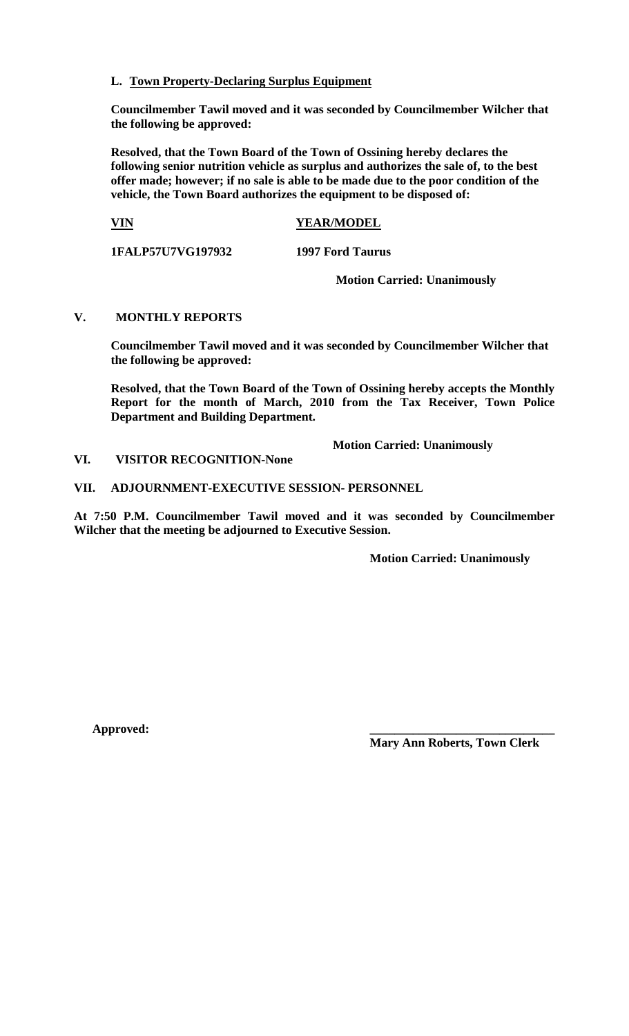**L. Town Property-Declaring Surplus Equipment**

**Councilmember Tawil moved and it was seconded by Councilmember Wilcher that the following be approved:**

**Resolved, that the Town Board of the Town of Ossining hereby declares the following senior nutrition vehicle as surplus and authorizes the sale of, to the best offer made; however; if no sale is able to be made due to the poor condition of the vehicle, the Town Board authorizes the equipment to be disposed of:**

| VIN | YEAR/MODEL |
|---|---|
| 1FALP57U7VG197932 | 1997 Ford Taurus |

**Motion Carried: Unanimously**

## V. MONTHLY REPORTS

**Councilmember Tawil moved and it was seconded by Councilmember Wilcher that the following be approved:**

**Resolved, that the Town Board of the Town of Ossining hereby accepts the Monthly Report for the month of March, 2010 from the Tax Receiver, Town Police Department and Building Department.**

**Motion Carried: Unanimously**

## VI. VISITOR RECOGNITION-None

## VII. ADJOURNMENT-EXECUTIVE SESSION- PERSONNEL

**At 7:50 P.M. Councilmember Tawil moved and it was seconded by Councilmember Wilcher that the meeting be adjourned to Executive Session.**

**Motion Carried: Unanimously**

**Approved:** ______________________________

**Mary Ann Roberts, Town Clerk**